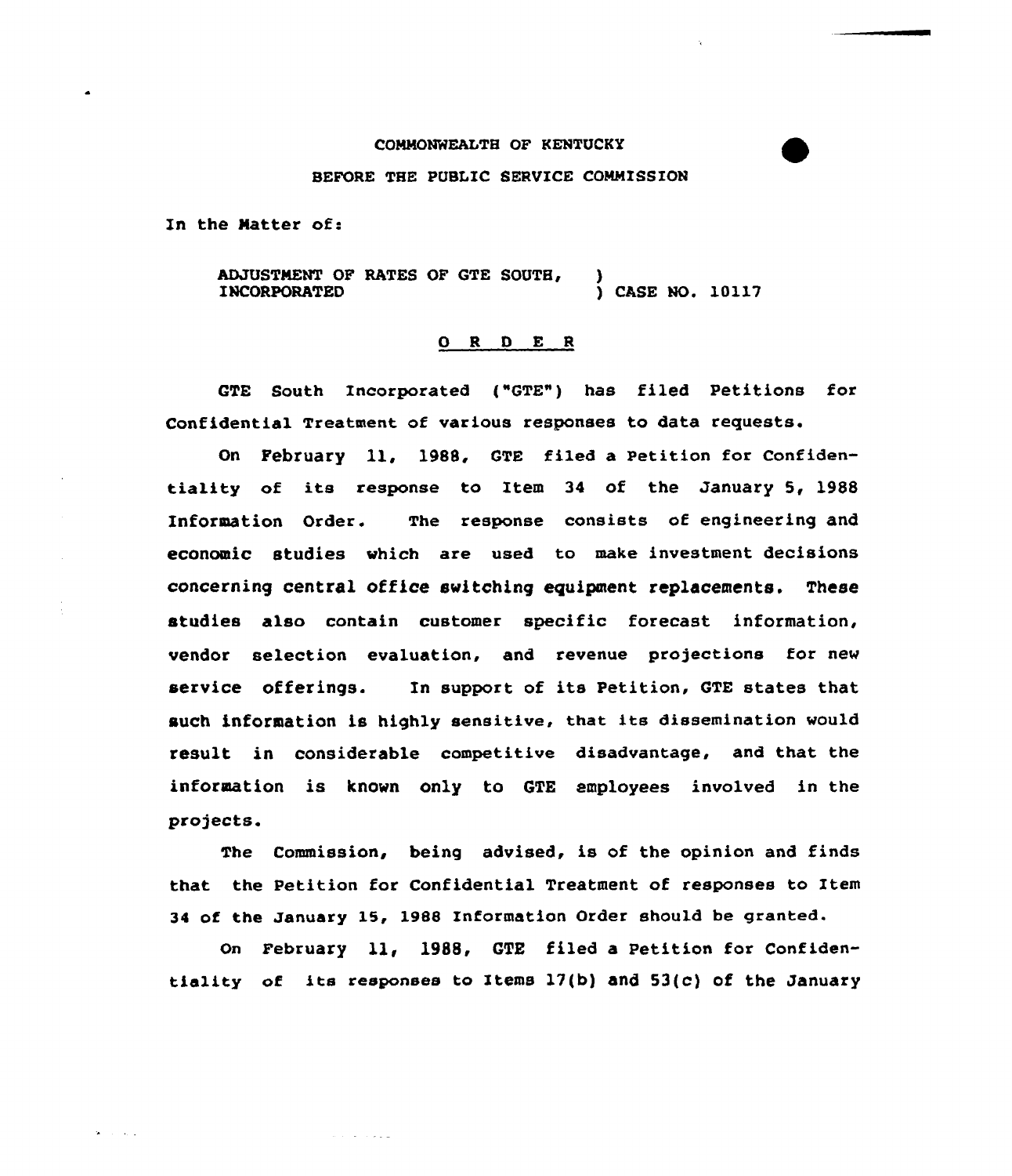COMMONWEALTH OF KENTUCKY

BEFORE THE PUBLIC SERVICE COMMISSION

In the Matter of:

ADJUSTMENT OF RATES OF GTE SOUTH, INCORPORATED ) CASE NO. 10117

O R D E R

GTE South Incorporated ("GTE") has filed Petitions for Confidential Treatment of various responses to data requests.

On February 11, 1988, GTE filed a Petition for Confidentiality of its response to Item 34 of the January 5, 1988 Information Order. The response consists of engineering and economic studies which are used to make investment decisions concerning central office switching equipment replacements. These studies also contain customer specific forecast information, vendor selection evaluation, and revenue projections for new service offerings. In support of its Petition, GTE states that such information is highly sensitive, that its dissemination would result in considerable competitive disadvantage, and that the information is known only to GTE employees involved in the projects.

The Commission, being advised, is of the opinion and finds that the Petition for Confidential Treatment of responses to Item 34 of the January 15, 1988 Information Order should be granted.

On February 11, 1988, GTE filed a Petition for Confidentiality of its responses to Items 17(b) and 53(c) of the January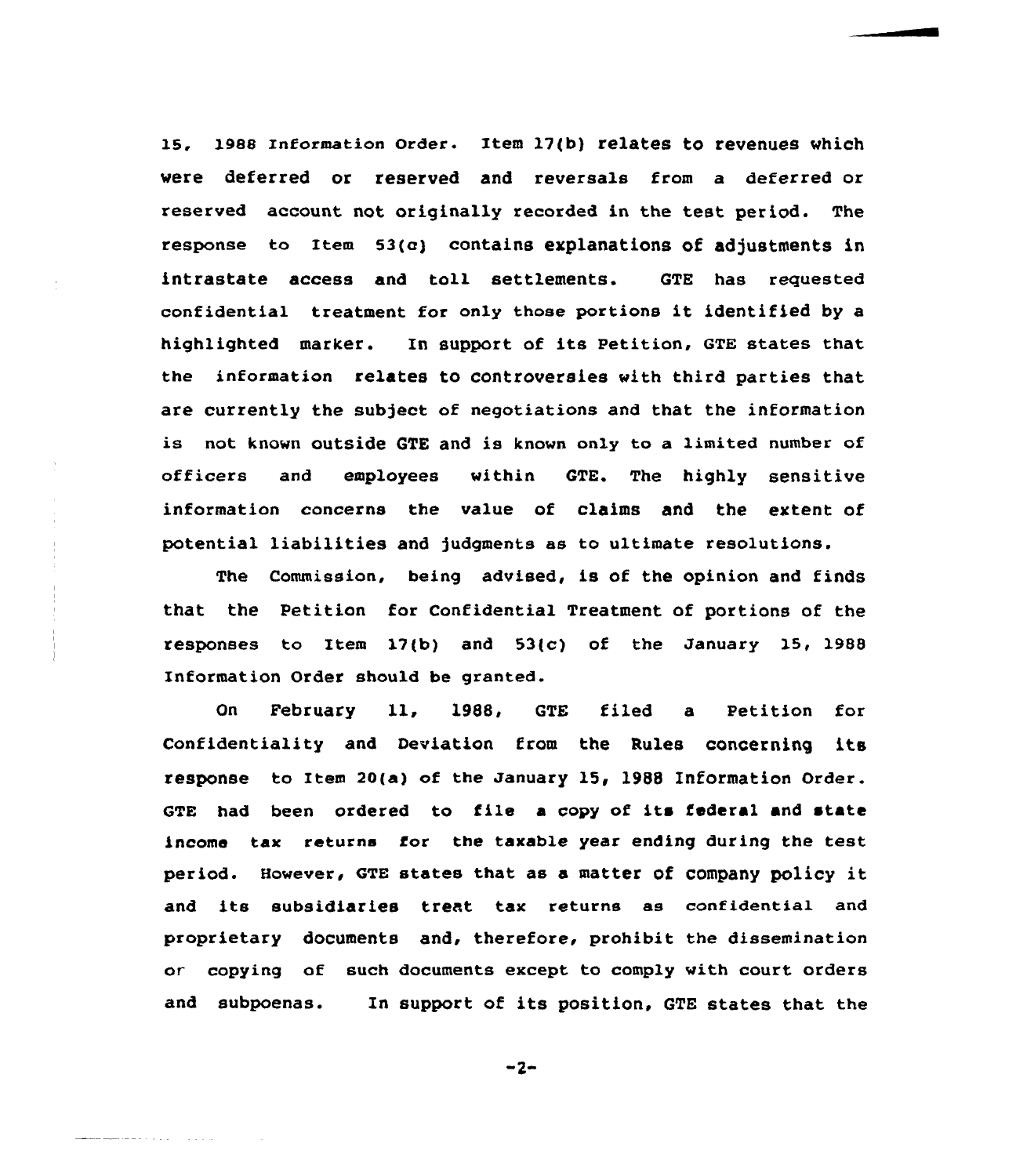15, 1988 Information Order. Item 17(b) relates to revenues which were deferred or reserved and reversals from a deferred or reserved account not originally recorded in the test period. The response to Item 53(c) contains explanations of adjustments in intrastate access and toll settlements. GTE has requested confidential treatment for only those portions it identified by a highlighted marker. In support of its Petition, GTE states that the information relates to controversies with third parties that are currently the subject of negotiations and that the information is not known outside GTE and is known only to a limited number of officers and employees within GTE. The highly sensitive information concerns the value of claims and the extent of potential liabilities and judgments as to ultimate resolutions.

The Commission, being advised, is of the opinion and finds that the Petition for Confidential Treatment of portions of the responses to Item 17(b) and 53(c) of the January 15, 1988 Information Order should be granted.

On February 11, 1988, GTE filed a Petition for Confidentiality and Deviation from the Rules concerning its response to Item 20(a) of the January 15, 1988 Information Order. GTE had been ordered to file a copy of its federal and state income tax returns for the taxable year ending during the test period. However, GTE states that as a matter of company policy it and its subsidiaries treat tax returns as confidential and proprietary documents and, therefore, prohibit the dissemination or copying of such documents except to comply with court orders and subpoenas. In support of its position, GTE states that the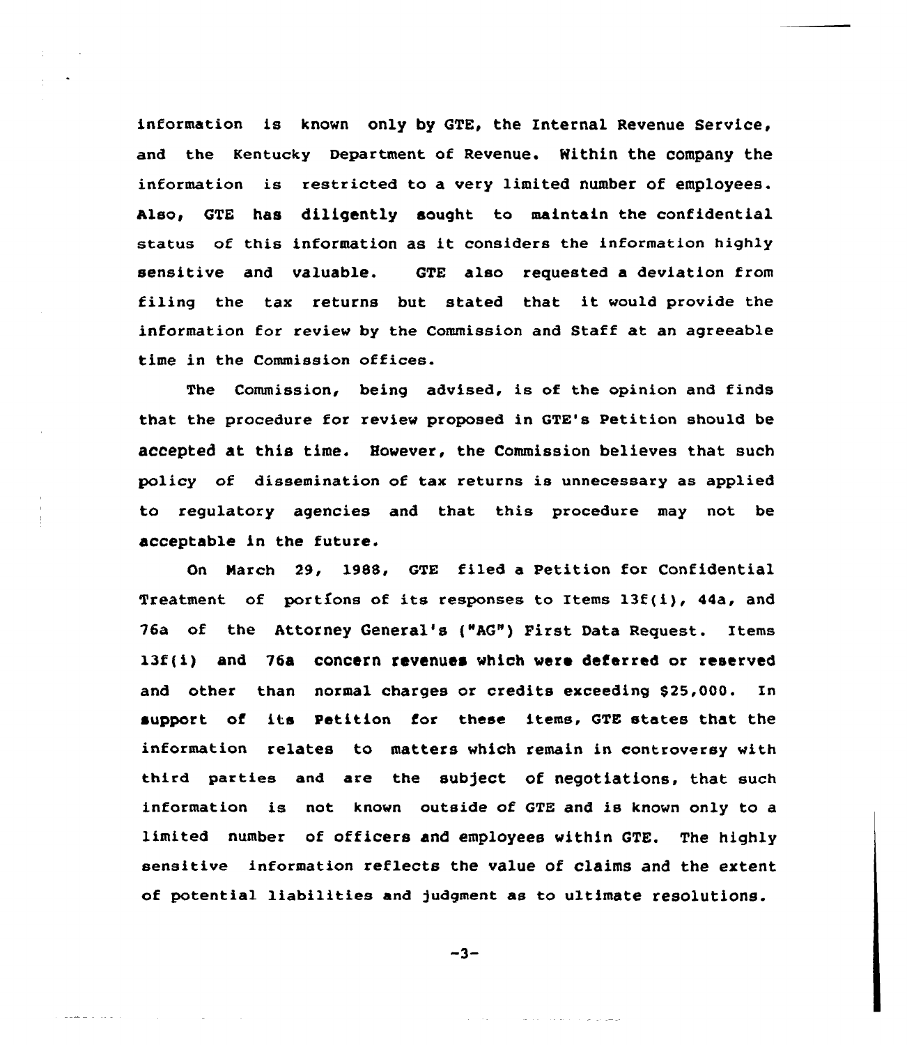information is known only by GTE, the Internal Revenue Service, and the Kentucky Department of Revenue. Within the company the information is restricted to a very limited number of employees. Also, GTE has diligently sought to maintain the confidential status of this information as it considers the information highly sensitive and valuable. GTE also requested a deviation from filing the tax returns but stated that it would provide the information for review by the Commission and Staff at an agreeable time in the Commission offices.

The Commission, being advised, is of the opinion and finds that the procedure for review proposed in GTE's Petition should be accepted at this time. However, the Commission believes that such policy of dissemination of tax returns is unnecessary as applied to regulatory agencies and that this procedure may not be acceptable in the future.

On March 29, 1988, GTE filed a Petition for Confidential Treatment of portions of its responses to Items 13f(i), 44a, and 76a of the Attorney General's ("AG") First Data Request. Items 13f(i) and 76a concern revenues which were deferred or reserved and other than normal charges or credits exceeding $25,000. In support of its Petition for these items, GTE states that the information relates to matters which remain in controversy with third parties and are the subject of negotiations, that such information is not known outside of GTE and is known only to a limited number of officers and employees within GTE. The highly sensitive information reflects the value of claims and the extent of potential liabilities and judgment as to ultimate resolutions.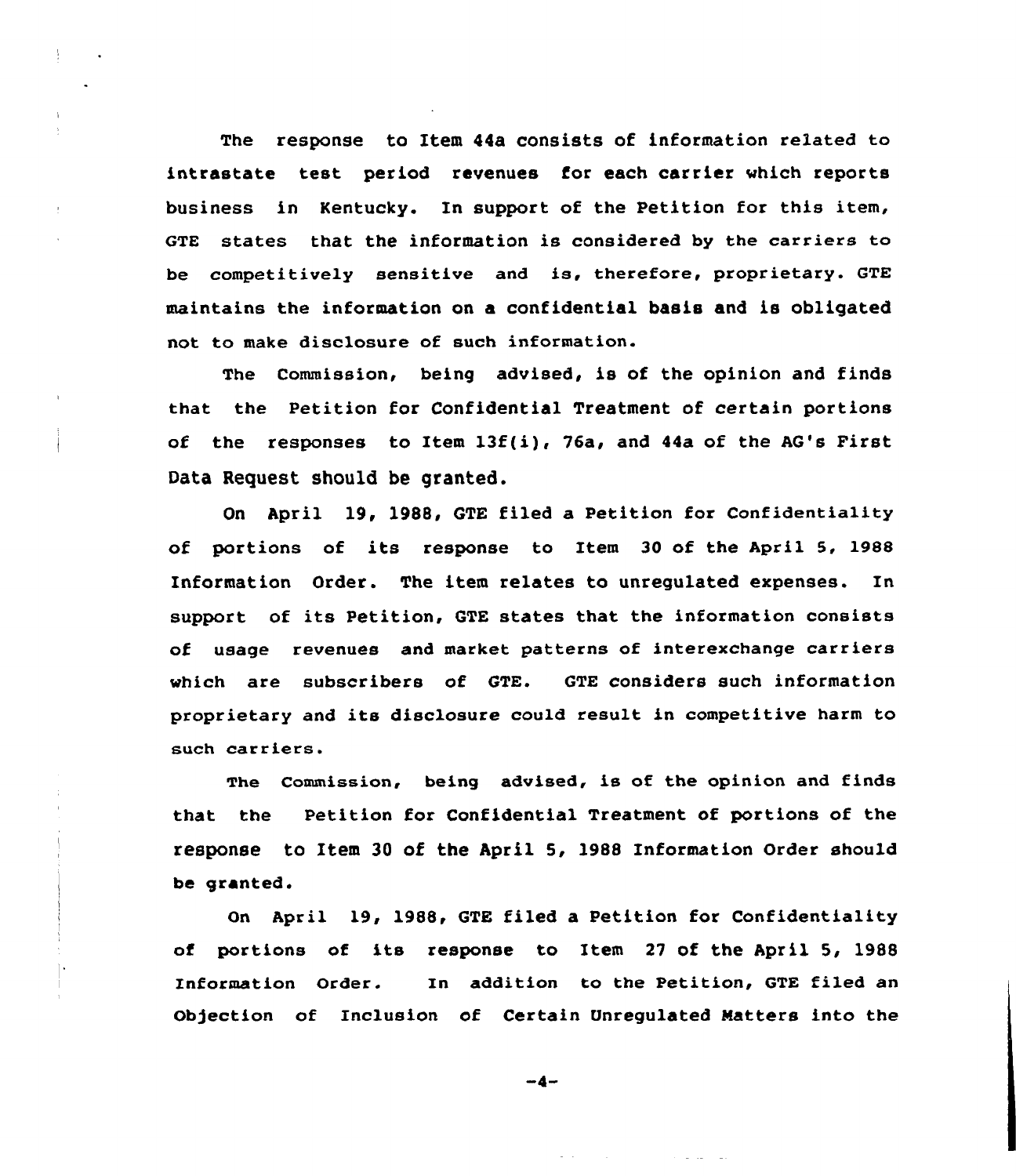The response to Item 44a consists of information related to intrastate test period revenues for each carrier which reports business in Kentucky. In support of the Petition for this item, GTE states that the information is considered by the carriers to be competitively sensitive and is, therefore, proprietary. GTE maintains the information on a confidential basis and is obligated not to make disclosure of such information.

The Commission, being advised, is of the opinion and finds that the Petition for Confidential Treatment of certain portions of the responses to Item 13f(i), 76a, and 44a of the AG's First Data Request should be granted.

On April 19, 1988, GTE filed a Petition for Confidentiality of portions of its response to Item 30 of the April 5, 1988 Information Order. The item relates to unregulated expenses. In support of its Petition, GTE states that the information consists of usage revenues and market patterns of interexchange carriers which are subscribers of GTE. GTE considers such information proprietary and its disclosure could result in competitive harm to such carriers.

The Commission, being advised, is of the opinion and finds that the Petition for Confidential Treatment of portions of the response to Item 30 of the April 5, 1988 Information Order should be granted.

On April 19, 1988, GTE filed a Petition for Confidentiality of portions of its response to Item 27 of the April 5, 1988 Information Order. In addition to the Petition, GTE filed an Objection of Inclusion of Certain Unregulated Matters into the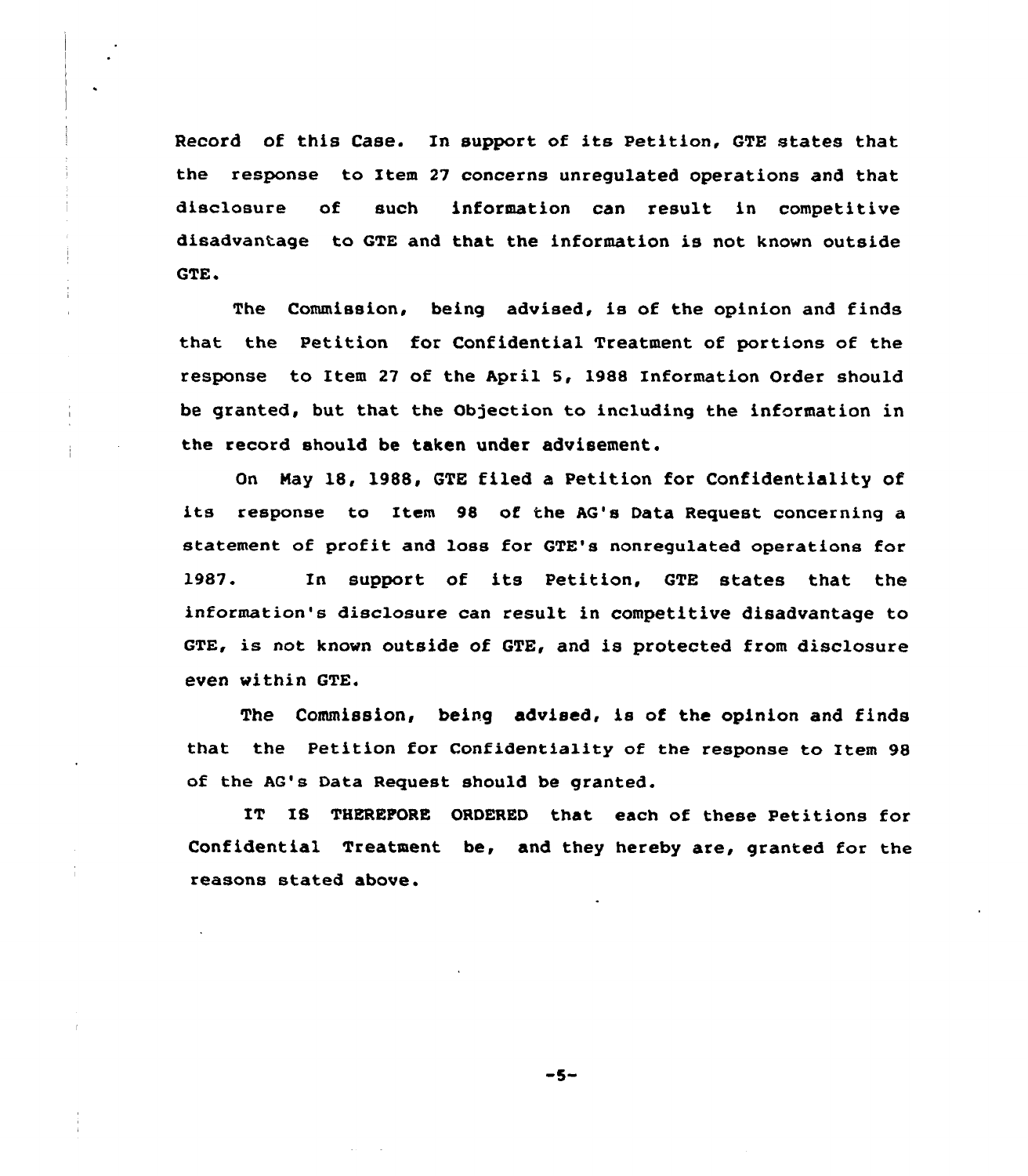Record of this Case. In support of its Petition, GTE states that the response to Item 27 concerns unregulated operations and that disclosure of such information can result in competitive disadvantage to GTE and that the information is not known outside GTE.

The Commission, being advised, is of the opinion and finds that the Petition for Confidential Treatment of portions of the response to Item 27 of the April 5, 1988 Information Order should be granted, but that the Objection to including the information in the record should be taken under advisement.

On May 18, 1988, GTE filed a Petition for Confidentiality of its response to Item 98 of the AG's Data Request concerning a statement of profit and loss for GTE's nonregulated operations for 1987. In support of its Petition, GTE states that the information's disclosure can result in competitive disadvantage to GTE, is not known outside of GTE, and is protected from disclosure even within GTE.

The Commission, being advised, is of the opinion and finds that the Petition for Confidentiality of the response to Item 98 of the AG's Data Request should be granted.

IT IS THEREFORE ORDERED that each of these Petitions for Confidential Treatment be, and they hereby are, granted for the reasons stated above.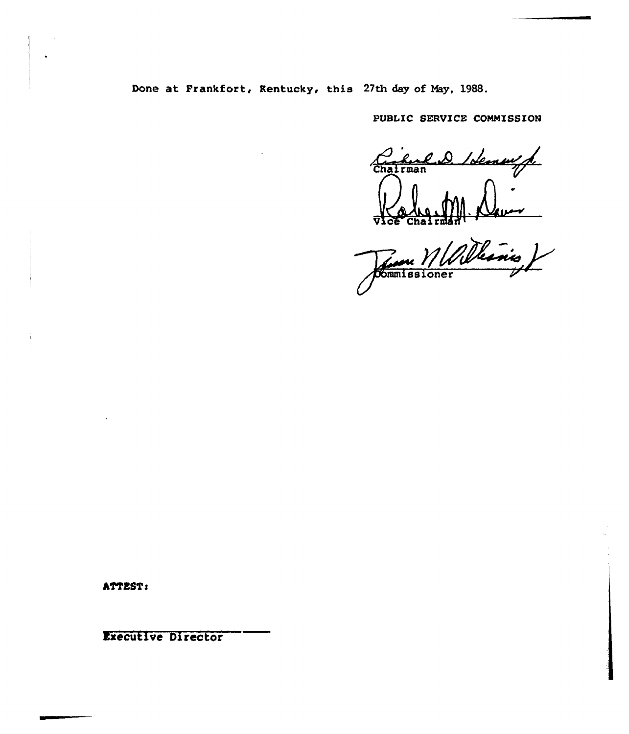Done at Frankfort, Kentucky, this 27th day of May, 1988.

PUBLIC SERVICE COMMISSION

Chairman

Vice Chairman

Commissioner

ATTEST:

Executive Director